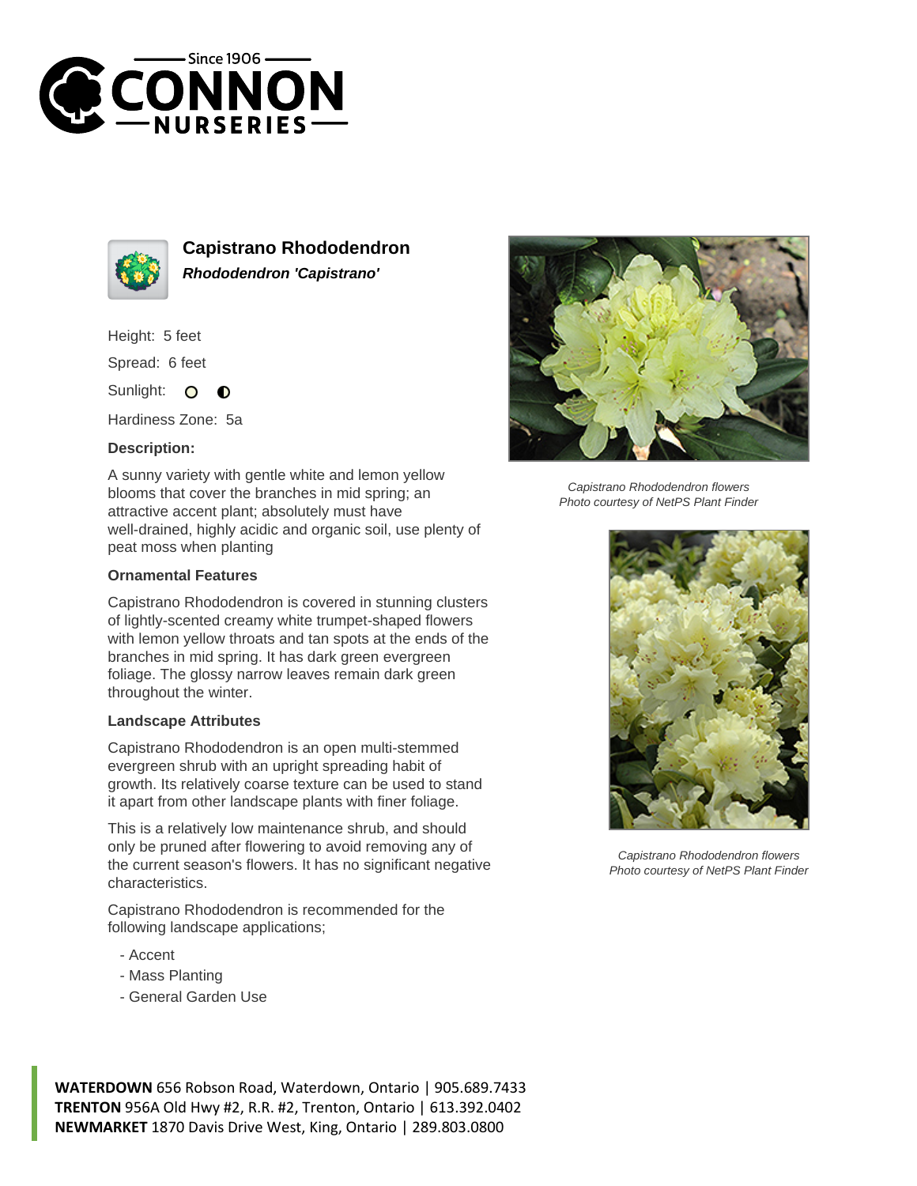# Capistrano Rhododendron

***Rhododendron 'Capistrano'***

Height: 5 feet

Spread: 6 feet

Sunlight:

Hardiness Zone: 5a

**Description:**

A sunny variety with gentle white and lemon yellow blooms that cover the branches in mid spring; an attractive accent plant; absolutely must have well-drained, highly acidic and organic soil, use plenty of peat moss when planting

## Ornamental Features

Capistrano Rhododendron is covered in stunning clusters of lightly-scented creamy white trumpet-shaped flowers with lemon yellow throats and tan spots at the ends of the branches in mid spring. It has dark green evergreen foliage. The glossy narrow leaves remain dark green throughout the winter.

## Landscape Attributes

Capistrano Rhododendron is an open multi-stemmed evergreen shrub with an upright spreading habit of growth. Its relatively coarse texture can be used to stand it apart from other landscape plants with finer foliage.

This is a relatively low maintenance shrub, and should only be pruned after flowering to avoid removing any of the current season's flowers. It has no significant negative characteristics.

Capistrano Rhododendron is recommended for the following landscape applications;

- Accent
- Mass Planting
- General Garden Use

*Capistrano Rhododendron flowers*
*Photo courtesy of NetPS Plant Finder*

*Capistrano Rhododendron flowers*
*Photo courtesy of NetPS Plant Finder*

**WATERDOWN** 656 Robson Road, Waterdown, Ontario | 905.689.7433
**TRENTON** 956A Old Hwy #2, R.R. #2, Trenton, Ontario | 613.392.0402
**NEWMARKET** 1870 Davis Drive West, King, Ontario | 289.803.0800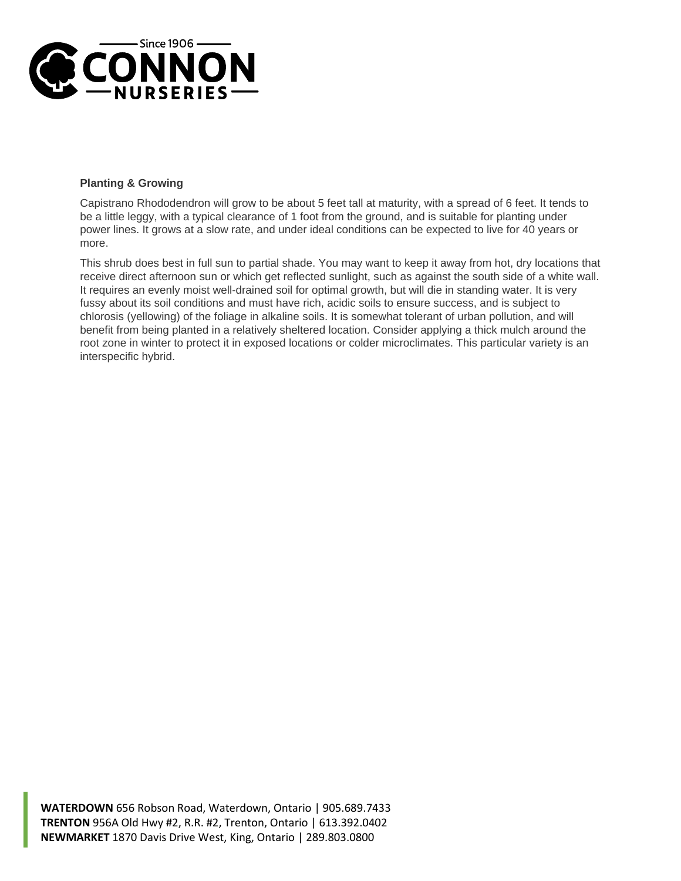### Planting & Growing

Capistrano Rhododendron will grow to be about 5 feet tall at maturity, with a spread of 6 feet. It tends to be a little leggy, with a typical clearance of 1 foot from the ground, and is suitable for planting under power lines. It grows at a slow rate, and under ideal conditions can be expected to live for 40 years or more.

This shrub does best in full sun to partial shade. You may want to keep it away from hot, dry locations that receive direct afternoon sun or which get reflected sunlight, such as against the south side of a white wall. It requires an evenly moist well-drained soil for optimal growth, but will die in standing water. It is very fussy about its soil conditions and must have rich, acidic soils to ensure success, and is subject to chlorosis (yellowing) of the foliage in alkaline soils. It is somewhat tolerant of urban pollution, and will benefit from being planted in a relatively sheltered location. Consider applying a thick mulch around the root zone in winter to protect it in exposed locations or colder microclimates. This particular variety is an interspecific hybrid.